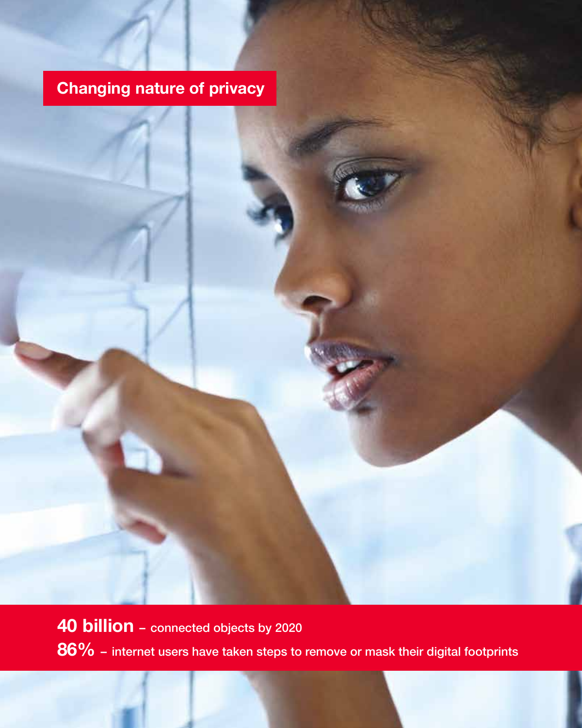# Changing nature of privacy

**40 billion** – connected objects by 2020

**86%** – internet users have taken steps to remove or mask their digital footprints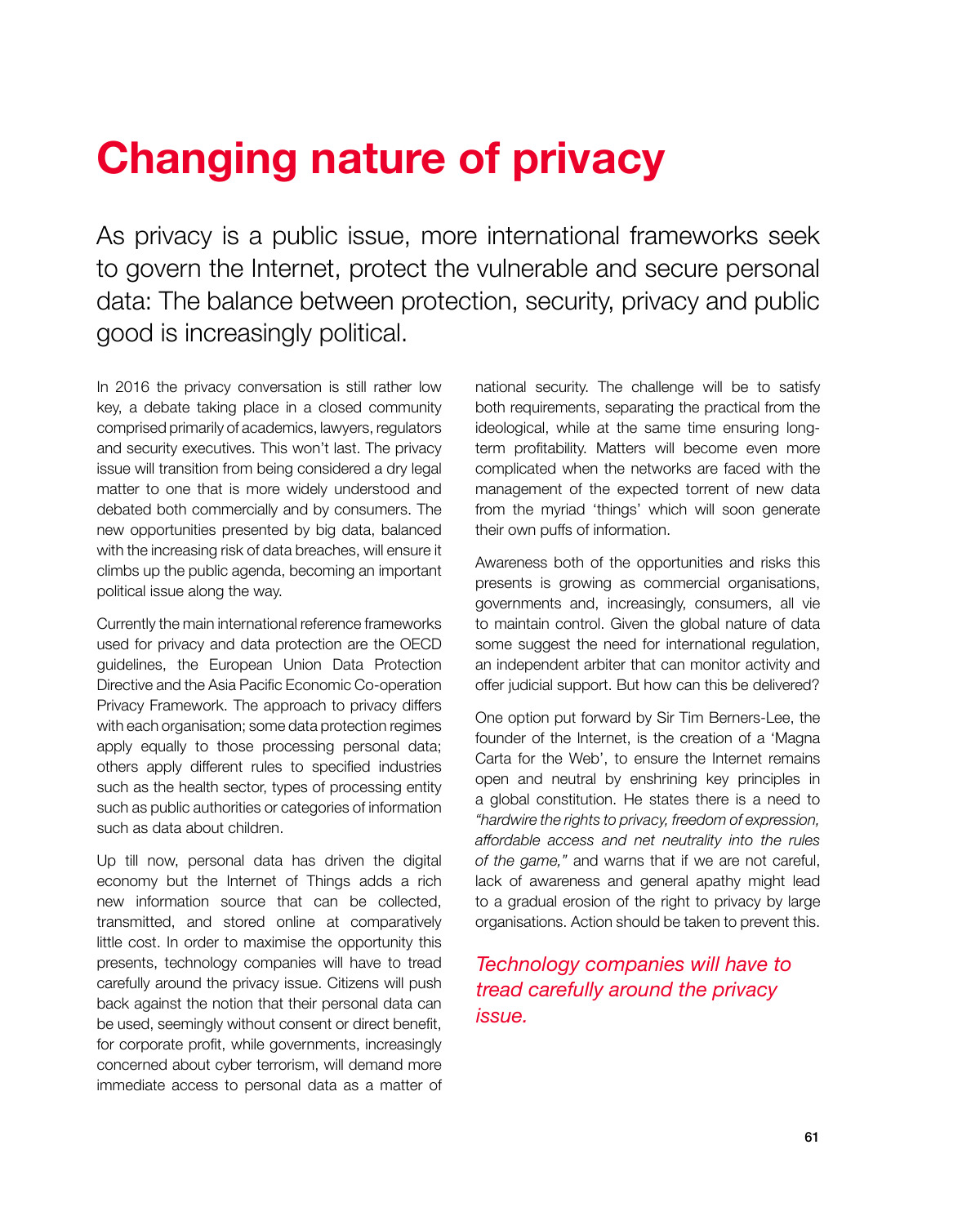# Changing nature of privacy

As privacy is a public issue, more international frameworks seek to govern the Internet, protect the vulnerable and secure personal data: The balance between protection, security, privacy and public good is increasingly political.

In 2016 the privacy conversation is still rather low key, a debate taking place in a closed community comprised primarily of academics, lawyers, regulators and security executives. This won't last. The privacy issue will transition from being considered a dry legal matter to one that is more widely understood and debated both commercially and by consumers. The new opportunities presented by big data, balanced with the increasing risk of data breaches, will ensure it climbs up the public agenda, becoming an important political issue along the way.

Currently the main international reference frameworks used for privacy and data protection are the OECD guidelines, the European Union Data Protection Directive and the Asia Pacific Economic Co-operation Privacy Framework. The approach to privacy differs with each organisation; some data protection regimes apply equally to those processing personal data; others apply different rules to specified industries such as the health sector, types of processing entity such as public authorities or categories of information such as data about children.

Up till now, personal data has driven the digital economy but the Internet of Things adds a rich new information source that can be collected, transmitted, and stored online at comparatively little cost. In order to maximise the opportunity this presents, technology companies will have to tread carefully around the privacy issue. Citizens will push back against the notion that their personal data can be used, seemingly without consent or direct benefit, for corporate profit, while governments, increasingly concerned about cyber terrorism, will demand more immediate access to personal data as a matter of national security. The challenge will be to satisfy both requirements, separating the practical from the ideological, while at the same time ensuring long-term profitability. Matters will become even more complicated when the networks are faced with the management of the expected torrent of new data from the myriad 'things' which will soon generate their own puffs of information.

Awareness both of the opportunities and risks this presents is growing as commercial organisations, governments and, increasingly, consumers, all vie to maintain control. Given the global nature of data some suggest the need for international regulation, an independent arbiter that can monitor activity and offer judicial support. But how can this be delivered?

One option put forward by Sir Tim Berners-Lee, the founder of the Internet, is the creation of a 'Magna Carta for the Web', to ensure the Internet remains open and neutral by enshrining key principles in a global constitution. He states there is a need to *"hardwire the rights to privacy, freedom of expression, affordable access and net neutrality into the rules of the game,"* and warns that if we are not careful, lack of awareness and general apathy might lead to a gradual erosion of the right to privacy by large organisations. Action should be taken to prevent this.

*Technology companies will have to tread carefully around the privacy issue.*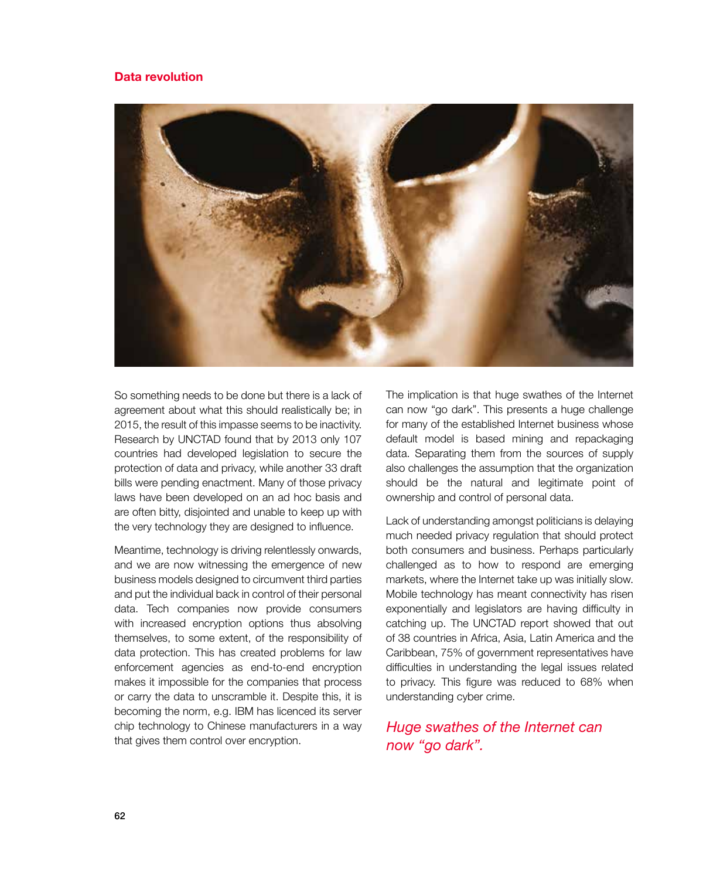**Data revolution**

So something needs to be done but there is a lack of agreement about what this should realistically be; in 2015, the result of this impasse seems to be inactivity. Research by UNCTAD found that by 2013 only 107 countries had developed legislation to secure the protection of data and privacy, while another 33 draft bills were pending enactment. Many of those privacy laws have been developed on an ad hoc basis and are often bitty, disjointed and unable to keep up with the very technology they are designed to influence.

Meantime, technology is driving relentlessly onwards, and we are now witnessing the emergence of new business models designed to circumvent third parties and put the individual back in control of their personal data. Tech companies now provide consumers with increased encryption options thus absolving themselves, to some extent, of the responsibility of data protection. This has created problems for law enforcement agencies as end-to-end encryption makes it impossible for the companies that process or carry the data to unscramble it. Despite this, it is becoming the norm, e.g. IBM has licenced its server chip technology to Chinese manufacturers in a way that gives them control over encryption.

The implication is that huge swathes of the Internet can now "go dark". This presents a huge challenge for many of the established Internet business whose default model is based mining and repackaging data. Separating them from the sources of supply also challenges the assumption that the organization should be the natural and legitimate point of ownership and control of personal data.

Lack of understanding amongst politicians is delaying much needed privacy regulation that should protect both consumers and business. Perhaps particularly challenged as to how to respond are emerging markets, where the Internet take up was initially slow. Mobile technology has meant connectivity has risen exponentially and legislators are having difficulty in catching up. The UNCTAD report showed that out of 38 countries in Africa, Asia, Latin America and the Caribbean, 75% of government representatives have difficulties in understanding the legal issues related to privacy. This figure was reduced to 68% when understanding cyber crime.

*Huge swathes of the Internet can now "go dark".*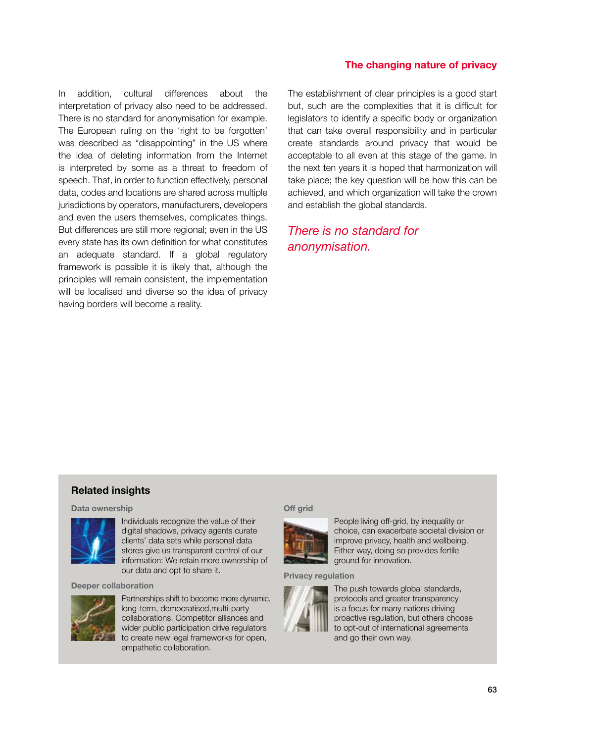In addition, cultural differences about the interpretation of privacy also need to be addressed. There is no standard for anonymisation for example. The European ruling on the 'right to be forgotten' was described as "disappointing" in the US where the idea of deleting information from the Internet is interpreted by some as a threat to freedom of speech. That, in order to function effectively, personal data, codes and locations are shared across multiple jurisdictions by operators, manufacturers, developers and even the users themselves, complicates things. But differences are still more regional; even in the US every state has its own definition for what constitutes an adequate standard. If a global regulatory framework is possible it is likely that, although the principles will remain consistent, the implementation will be localised and diverse so the idea of privacy having borders will become a reality.

The establishment of clear principles is a good start but, such are the complexities that it is difficult for legislators to identify a specific body or organization that can take overall responsibility and in particular create standards around privacy that would be acceptable to all even at this stage of the game. In the next ten years it is hoped that harmonization will take place; the key question will be how this can be achieved, and which organization will take the crown and establish the global standards.

*There is no standard for anonymisation.*

## Related insights

### Data ownership

Individuals recognize the value of their digital shadows, privacy agents curate clients' data sets while personal data stores give us transparent control of our information: We retain more ownership of our data and opt to share it.

### Deeper collaboration

Partnerships shift to become more dynamic, long-term, democratised,multi-party collaborations. Competitor alliances and wider public participation drive regulators to create new legal frameworks for open, empathetic collaboration.

### Off grid

People living off-grid, by inequality or choice, can exacerbate societal division or improve privacy, health and wellbeing. Either way, doing so provides fertile ground for innovation.

### Privacy regulation

The push towards global standards, protocols and greater transparency is a focus for many nations driving proactive regulation, but others choose to opt-out of international agreements and go their own way.